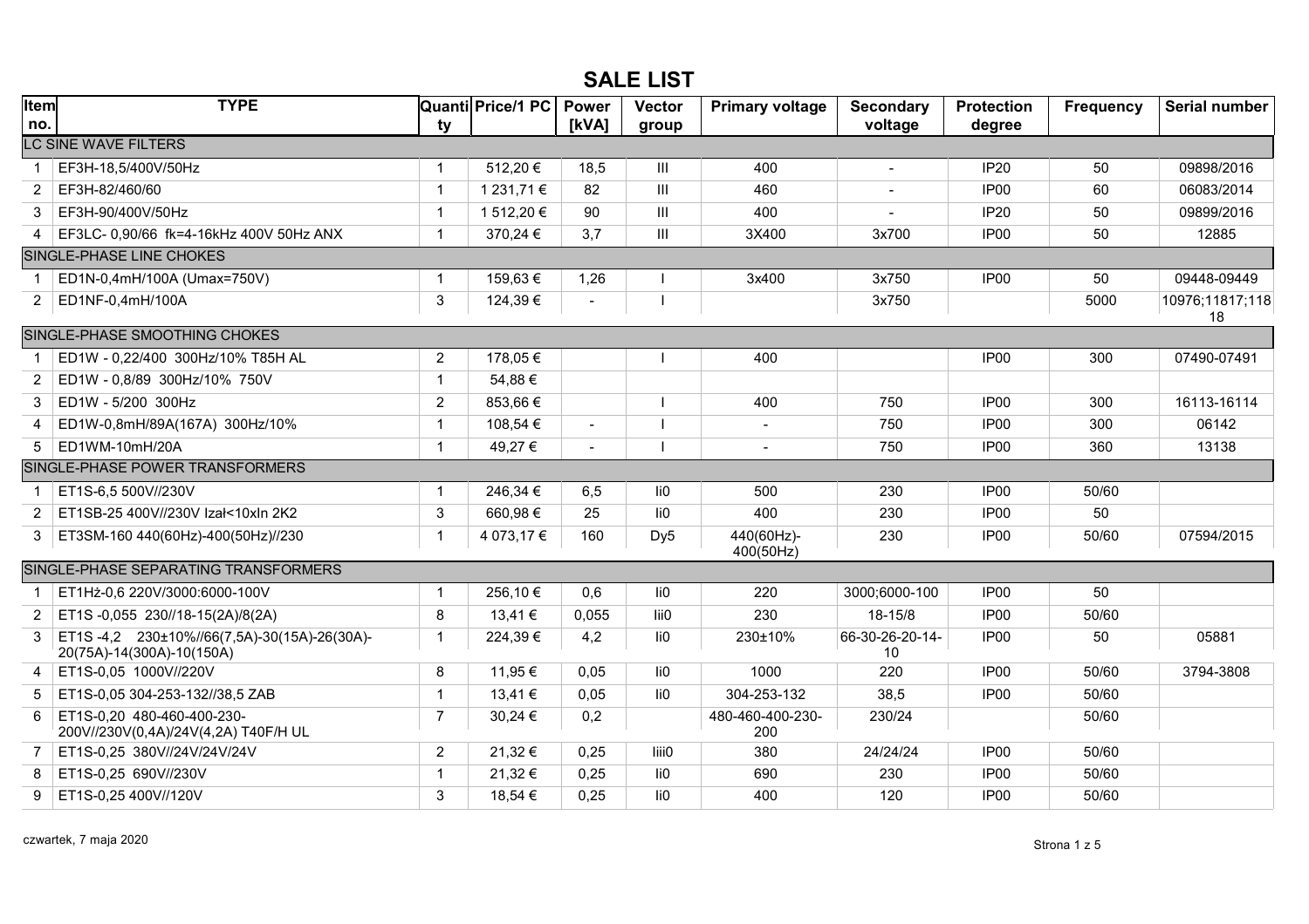# SALE LIST

| Item no. | TYPE | Quantity | Price/1 PC | Power [kVA] | Vector group | Primary voltage | Secondary voltage | Protection degree | Frequency | Serial number |
|---|---|---|---|---|---|---|---|---|---|---|
| **LC SINE WAVE FILTERS** | | | | | | | | | | |
| 1 | EF3H-18,5/400V/50Hz | 1 | 512,20 € | 18,5 | III | 400 | - | IP20 | 50 | 09898/2016 |
| 2 | EF3H-82/460/60 | 1 | 1 231,71 € | 82 | III | 460 | - | IP00 | 60 | 06083/2014 |
| 3 | EF3H-90/400V/50Hz | 1 | 1 512,20 € | 90 | III | 400 | - | IP20 | 50 | 09899/2016 |
| 4 | EF3LC- 0,90/66 fk=4-16kHz 400V 50Hz ANX | 1 | 370,24 € | 3,7 | III | 3X400 | 3x700 | IP00 | 50 | 12885 |
| **SINGLE-PHASE LINE CHOKES** | | | | | | | | | | |
| 1 | ED1N-0,4mH/100A (Umax=750V) | 1 | 159,63 € | 1,26 | I | 3x400 | 3x750 | IP00 | 50 | 09448-09449 |
| 2 | ED1NF-0,4mH/100A | 3 | 124,39 € | - | I | | 3x750 | | 5000 | 10976;11817;11818 |
| **SINGLE-PHASE SMOOTHING CHOKES** | | | | | | | | | | |
| 1 | ED1W - 0,22/400 300Hz/10% T85H AL | 2 | 178,05 € | | I | 400 | | IP00 | 300 | 07490-07491 |
| 2 | ED1W - 0,8/89 300Hz/10% 750V | 1 | 54,88 € | | | | | | | |
| 3 | ED1W - 5/200 300Hz | 2 | 853,66 € | | I | 400 | 750 | IP00 | 300 | 16113-16114 |
| 4 | ED1W-0,8mH/89A(167A) 300Hz/10% | 1 | 108,54 € | - | I | - | 750 | IP00 | 300 | 06142 |
| 5 | ED1WM-10mH/20A | 1 | 49,27 € | - | I | - | 750 | IP00 | 360 | 13138 |
| **SINGLE-PHASE POWER TRANSFORMERS** | | | | | | | | | | |
| 1 | ET1S-6,5 500V//230V | 1 | 246,34 € | 6,5 | Ii0 | 500 | 230 | IP00 | 50/60 | |
| 2 | ET1SB-25 400V//230V Izał<10xIn 2K2 | 3 | 660,98 € | 25 | Ii0 | 400 | 230 | IP00 | 50 | |
| 3 | ET3SM-160 440(60Hz)-400(50Hz)//230 | 1 | 4 073,17 € | 160 | Dy5 | 440(60Hz)-400(50Hz) | 230 | IP00 | 50/60 | 07594/2015 |
| **SINGLE-PHASE SEPARATING TRANSFORMERS** | | | | | | | | | | |
| 1 | ET1Hż-0,6 220V/3000:6000-100V | 1 | 256,10 € | 0,6 | Ii0 | 220 | 3000;6000-100 | IP00 | 50 | |
| 2 | ET1S -0,055 230//18-15(2A)/8(2A) | 8 | 13,41 € | 0,055 | Iii0 | 230 | 18-15/8 | IP00 | 50/60 | |
| 3 | ET1S -4,2 230±10%//66(7,5A)-30(15A)-26(30A)-20(75A)-14(300A)-10(150A) | 1 | 224,39 € | 4,2 | Ii0 | 230±10% | 66-30-26-20-14-10 | IP00 | 50 | 05881 |
| 4 | ET1S-0,05 1000V//220V | 8 | 11,95 € | 0,05 | Ii0 | 1000 | 220 | IP00 | 50/60 | 3794-3808 |
| 5 | ET1S-0,05 304-253-132//38,5 ZAB | 1 | 13,41 € | 0,05 | Ii0 | 304-253-132 | 38,5 | IP00 | 50/60 | |
| 6 | ET1S-0,20 480-460-400-230-200V//230V(0,4A)/24V(4,2A) T40F/H UL | 7 | 30,24 € | 0,2 | | 480-460-400-230-200 | 230/24 | | 50/60 | |
| 7 | ET1S-0,25 380V//24V/24V/24V | 2 | 21,32 € | 0,25 | Iiii0 | 380 | 24/24/24 | IP00 | 50/60 | |
| 8 | ET1S-0,25 690V//230V | 1 | 21,32 € | 0,25 | Ii0 | 690 | 230 | IP00 | 50/60 | |
| 9 | ET1S-0,25 400V//120V | 3 | 18,54 € | 0,25 | Ii0 | 400 | 120 | IP00 | 50/60 | |

czwartek, 7 maja 2020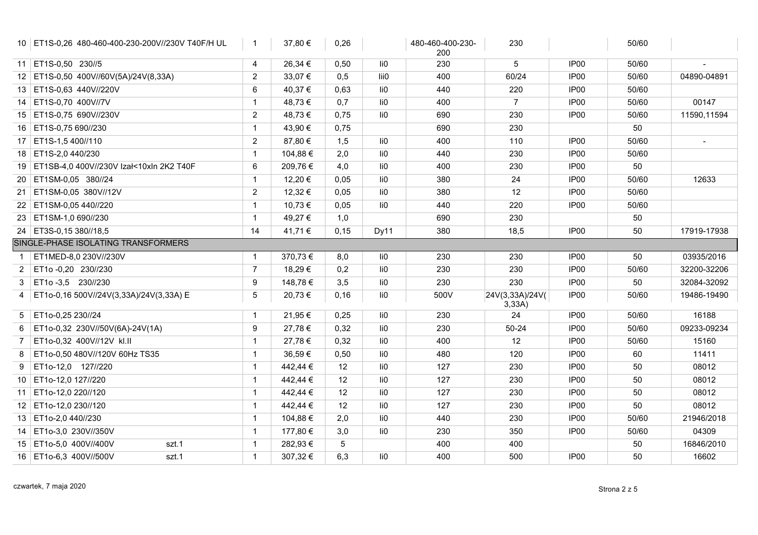| | | | | | | | | | | |
|---|---|---|---|---|---|---|---|---|---|---|
| 10 | ET1S-0,26 480-460-400-230-200V//230V T40F/H UL | 1 | 37,80 € | 0,26 | | 480-460-400-230-200 | 230 | | 50/60 | |
| 11 | ET1S-0,50 230//5 | 4 | 26,34 € | 0,50 | Ii0 | 230 | 5 | IP00 | 50/60 | - |
| 12 | ET1S-0,50 400V//60V(5A)/24V(8,33A) | 2 | 33,07 € | 0,5 | Iii0 | 400 | 60/24 | IP00 | 50/60 | 04890-04891 |
| 13 | ET1S-0,63 440V//220V | 6 | 40,37 € | 0,63 | Ii0 | 440 | 220 | IP00 | 50/60 | |
| 14 | ET1S-0,70 400V//7V | 1 | 48,73 € | 0,7 | Ii0 | 400 | 7 | IP00 | 50/60 | 00147 |
| 15 | ET1S-0,75 690V//230V | 2 | 48,73 € | 0,75 | Ii0 | 690 | 230 | IP00 | 50/60 | 11590,11594 |
| 16 | ET1S-0,75 690//230 | 1 | 43,90 € | 0,75 | | 690 | 230 | | 50 | |
| 17 | ET1S-1,5 400//110 | 2 | 87,80 € | 1,5 | Ii0 | 400 | 110 | IP00 | 50/60 | - |
| 18 | ET1S-2,0 440/230 | 1 | 104,88 € | 2,0 | Ii0 | 440 | 230 | IP00 | 50/60 | |
| 19 | ET1SB-4,0 400V//230V Izał<10xIn 2K2 T40F | 6 | 209,76 € | 4,0 | Ii0 | 400 | 230 | IP00 | 50 | |
| 20 | ET1SM-0,05 380//24 | 1 | 12,20 € | 0,05 | Ii0 | 380 | 24 | IP00 | 50/60 | 12633 |
| 21 | ET1SM-0,05 380V//12V | 2 | 12,32 € | 0,05 | Ii0 | 380 | 12 | IP00 | 50/60 | |
| 22 | ET1SM-0,05 440//220 | 1 | 10,73 € | 0,05 | Ii0 | 440 | 220 | IP00 | 50/60 | |
| 23 | ET1SM-1,0 690//230 | 1 | 49,27 € | 1,0 | | 690 | 230 | | 50 | |
| 24 | ET3S-0,15 380//18,5 | 14 | 41,71 € | 0,15 | Dy11 | 380 | 18,5 | IP00 | 50 | 17919-17938 |
| SINGLE-PHASE ISOLATING TRANSFORMERS | | | | | | | | | | |
| 1 | ET1MED-8,0 230V//230V | 1 | 370,73 € | 8,0 | Ii0 | 230 | 230 | IP00 | 50 | 03935/2016 |
| 2 | ET1o -0,20 230//230 | 7 | 18,29 € | 0,2 | Ii0 | 230 | 230 | IP00 | 50/60 | 32200-32206 |
| 3 | ET1o -3,5 230//230 | 9 | 148,78 € | 3,5 | Ii0 | 230 | 230 | IP00 | 50 | 32084-32092 |
| 4 | ET1o-0,16 500V//24V(3,33A)/24V(3,33A) E | 5 | 20,73 € | 0,16 | Ii0 | 500V | 24V(3,33A)/24V(3,33A) | IP00 | 50/60 | 19486-19490 |
| 5 | ET1o-0,25 230//24 | 1 | 21,95 € | 0,25 | Ii0 | 230 | 24 | IP00 | 50/60 | 16188 |
| 6 | ET1o-0,32 230V//50V(6A)-24V(1A) | 9 | 27,78 € | 0,32 | Ii0 | 230 | 50-24 | IP00 | 50/60 | 09233-09234 |
| 7 | ET1o-0,32 400V//12V kl.II | 1 | 27,78 € | 0,32 | Ii0 | 400 | 12 | IP00 | 50/60 | 15160 |
| 8 | ET1o-0,50 480V//120V 60Hz TS35 | 1 | 36,59 € | 0,50 | Ii0 | 480 | 120 | IP00 | 60 | 11411 |
| 9 | ET1o-12,0 127//220 | 1 | 442,44 € | 12 | Ii0 | 127 | 230 | IP00 | 50 | 08012 |
| 10 | ET1o-12,0 127//220 | 1 | 442,44 € | 12 | Ii0 | 127 | 230 | IP00 | 50 | 08012 |
| 11 | ET1o-12,0 220//120 | 1 | 442,44 € | 12 | Ii0 | 127 | 230 | IP00 | 50 | 08012 |
| 12 | ET1o-12,0 230//120 | 1 | 442,44 € | 12 | Ii0 | 127 | 230 | IP00 | 50 | 08012 |
| 13 | ET1o-2,0 440//230 | 1 | 104,88 € | 2,0 | Ii0 | 440 | 230 | IP00 | 50/60 | 21946/2018 |
| 14 | ET1o-3,0 230V//350V | 1 | 177,80 € | 3,0 | Ii0 | 230 | 350 | IP00 | 50/60 | 04309 |
| 15 | ET1o-5,0 400V//400V szt.1 | 1 | 282,93 € | 5 | | 400 | 400 | | 50 | 16846/2010 |
| 16 | ET1o-6,3 400V//500V szt.1 | 1 | 307,32 € | 6,3 | Ii0 | 400 | 500 | IP00 | 50 | 16602 |

czwartek, 7 maja 2020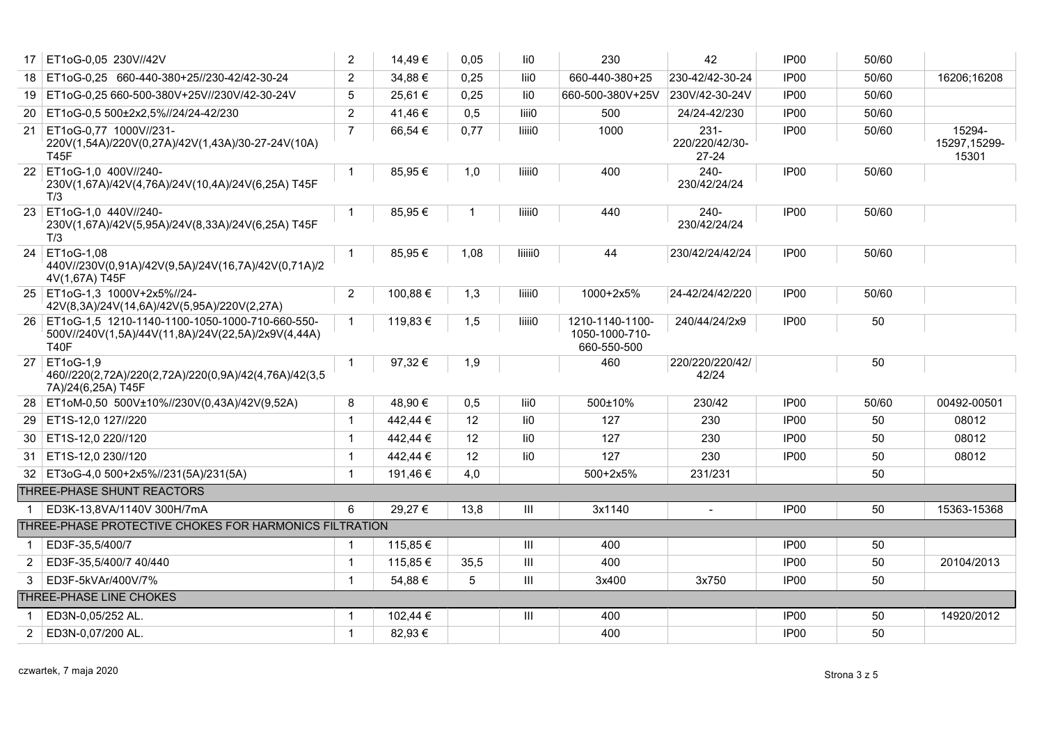| | | | | | | | | | | |
|---|---|---|---|---|---|---|---|---|---|---|
| 17 | ET1oG-0,05 230V//42V | 2 | 14,49 € | 0,05 | Ii0 | 230 | 42 | IP00 | 50/60 | |
| 18 | ET1oG-0,25 660-440-380+25//230-42/42-30-24 | 2 | 34,88 € | 0,25 | Iii0 | 660-440-380+25 | 230-42/42-30-24 | IP00 | 50/60 | 16206;16208 |
| 19 | ET1oG-0,25 660-500-380V+25V//230V/42-30-24V | 5 | 25,61 € | 0,25 | Ii0 | 660-500-380V+25V | 230V/42-30-24V | IP00 | 50/60 | |
| 20 | ET1oG-0,5 500±2x2,5%//24/24-42/230 | 2 | 41,46 € | 0,5 | Iiii0 | 500 | 24/24-42/230 | IP00 | 50/60 | |
| 21 | ET1oG-0,77 1000V//231-220V(1,54A)/220V(0,27A)/42V(1,43A)/30-27-24V(10A) T45F | 7 | 66,54 € | 0,77 | Iiiii0 | 1000 | 231-220/220/42/30-27-24 | IP00 | 50/60 | 15294-15297,15299-15301 |
| 22 | ET1oG-1,0 400V//240-230V(1,67A)/42V(4,76A)/24V(10,4A)/24V(6,25A) T45F T/3 | 1 | 85,95 € | 1,0 | Iiiii0 | 400 | 240-230/42/24/24 | IP00 | 50/60 | |
| 23 | ET1oG-1,0 440V//240-230V(1,67A)/42V(5,95A)/24V(8,33A)/24V(6,25A) T45F T/3 | 1 | 85,95 € | 1 | Iiiii0 | 440 | 240-230/42/24/24 | IP00 | 50/60 | |
| 24 | ET1oG-1,08 440V//230V(0,91A)/42V(9,5A)/24V(16,7A)/42V(0,71A)/24V(1,67A) T45F | 1 | 85,95 € | 1,08 | Iiiiii0 | 44 | 230/42/24/42/24 | IP00 | 50/60 | |
| 25 | ET1oG-1,3 1000V+2x5%//24-42V(8,3A)/24V(14,6A)/42V(5,95A)/220V(2,27A) | 2 | 100,88 € | 1,3 | Iiiii0 | 1000+2x5% | 24-42/24/42/220 | IP00 | 50/60 | |
| 26 | ET1oG-1,5 1210-1140-1100-1050-1000-710-660-550-500V//240V(1,5A)/44V(11,8A)/24V(22,5A)/2x9V(4,44A) T40F | 1 | 119,83 € | 1,5 | Iiiii0 | 1210-1140-1100-1050-1000-710-660-550-500 | 240/44/24/2x9 | IP00 | 50 | |
| 27 | ET1oG-1,9 460//220(2,72A)/220(2,72A)/220(0,9A)/42(4,76A)/42(3,57A)/24(6,25A) T45F | 1 | 97,32 € | 1,9 | | 460 | 220/220/220/42/42/24 | | 50 | |
| 28 | ET1oM-0,50 500V±10%//230V(0,43A)/42V(9,52A) | 8 | 48,90 € | 0,5 | Iii0 | 500±10% | 230/42 | IP00 | 50/60 | 00492-00501 |
| 29 | ET1S-12,0 127//220 | 1 | 442,44 € | 12 | Ii0 | 127 | 230 | IP00 | 50 | 08012 |
| 30 | ET1S-12,0 220//120 | 1 | 442,44 € | 12 | Ii0 | 127 | 230 | IP00 | 50 | 08012 |
| 31 | ET1S-12,0 230//120 | 1 | 442,44 € | 12 | Ii0 | 127 | 230 | IP00 | 50 | 08012 |
| 32 | ET3oG-4,0 500+2x5%//231(5A)/231(5A) | 1 | 191,46 € | 4,0 | | 500+2x5% | 231/231 | | 50 | |
| **THREE-PHASE SHUNT REACTORS** | | | | | | | | | | |
| 1 | ED3K-13,8VA/1140V 300H/7mA | 6 | 29,27 € | 13,8 | III | 3x1140 | - | IP00 | 50 | 15363-15368 |
| **THREE-PHASE PROTECTIVE CHOKES FOR HARMONICS FILTRATION** | | | | | | | | | | |
| 1 | ED3F-35,5/400/7 | 1 | 115,85 € | | III | 400 | | IP00 | 50 | |
| 2 | ED3F-35,5/400/7 40/440 | 1 | 115,85 € | 35,5 | III | 400 | | IP00 | 50 | 20104/2013 |
| 3 | ED3F-5kVAr/400V/7% | 1 | 54,88 € | 5 | III | 3x400 | 3x750 | IP00 | 50 | |
| **THREE-PHASE LINE CHOKES** | | | | | | | | | | |
| 1 | ED3N-0,05/252 AL. | 1 | 102,44 € | | III | 400 | | IP00 | 50 | 14920/2012 |
| 2 | ED3N-0,07/200 AL. | 1 | 82,93 € | | | 400 | | IP00 | 50 | |

czwartek, 7 maja 2020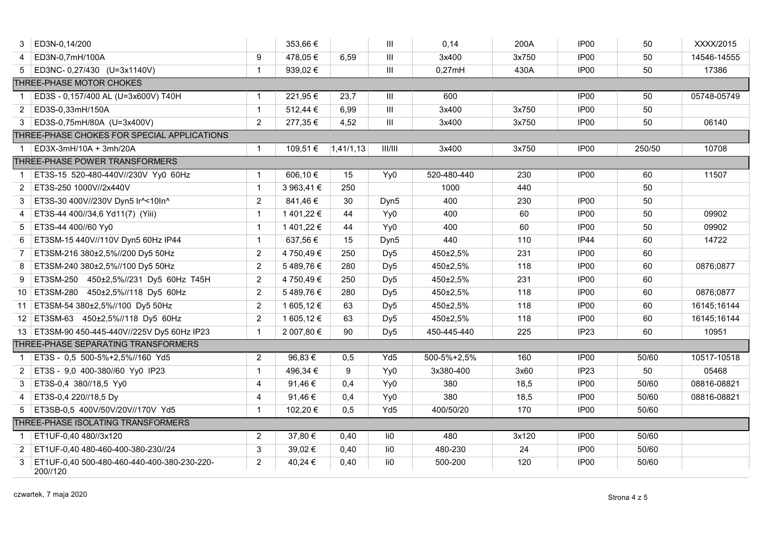| | | | | | | | | | | |
|---|---|---|---|---|---|---|---|---|---|---|
| 3 | ED3N-0,14/200 | | 353,66 € | | III | 0,14 | 200A | IP00 | 50 | XXXX/2015 |
| 4 | ED3N-0,7mH/100A | 9 | 478,05 € | 6,59 | III | 3x400 | 3x750 | IP00 | 50 | 14546-14555 |
| 5 | ED3NC- 0,27/430 (U=3x1140V) | 1 | 939,02 € | | III | 0,27mH | 430A | IP00 | 50 | 17386 |
| THREE-PHASE MOTOR CHOKES | | | | | | | | | | |
| 1 | ED3S - 0,157/400 AL (U=3x600V) T40H | 1 | 221,95 € | 23,7 | III | 600 | | IP00 | 50 | 05748-05749 |
| 2 | ED3S-0,33mH/150A | 1 | 512,44 € | 6,99 | III | 3x400 | 3x750 | IP00 | 50 | |
| 3 | ED3S-0,75mH/80A (U=3x400V) | 2 | 277,35 € | 4,52 | III | 3x400 | 3x750 | IP00 | 50 | 06140 |
| THREE-PHASE CHOKES FOR SPECIAL APPLICATIONS | | | | | | | | | | |
| 1 | ED3X-3mH/10A + 3mh/20A | 1 | 109,51 € | 1,41/1,13 | III/III | 3x400 | 3x750 | IP00 | 250/50 | 10708 |
| THREE-PHASE POWER TRANSFORMERS | | | | | | | | | | |
| 1 | ET3S-15 520-480-440V//230V Yy0 60Hz | 1 | 606,10 € | 15 | Yy0 | 520-480-440 | 230 | IP00 | 60 | 11507 |
| 2 | ET3S-250 1000V//2x440V | 1 | 3 963,41 € | 250 | | 1000 | 440 | | 50 | |
| 3 | ET3S-30 400V//230V Dyn5 Ir^<10In^ | 2 | 841,46 € | 30 | Dyn5 | 400 | 230 | IP00 | 50 | |
| 4 | ET3S-44 400//34,6 Yd11(7) (Yiii) | 1 | 1 401,22 € | 44 | Yy0 | 400 | 60 | IP00 | 50 | 09902 |
| 5 | ET3S-44 400//60 Yy0 | 1 | 1 401,22 € | 44 | Yy0 | 400 | 60 | IP00 | 50 | 09902 |
| 6 | ET3SM-15 440V//110V Dyn5 60Hz IP44 | 1 | 637,56 € | 15 | Dyn5 | 440 | 110 | IP44 | 60 | 14722 |
| 7 | ET3SM-216 380±2,5%//200 Dy5 50Hz | 2 | 4 750,49 € | 250 | Dy5 | 450±2,5% | 231 | IP00 | 60 | |
| 8 | ET3SM-240 380±2,5%//100 Dy5 50Hz | 2 | 5 489,76 € | 280 | Dy5 | 450±2,5% | 118 | IP00 | 60 | 0876;0877 |
| 9 | ET3SM-250 450±2,5%//231 Dy5 60Hz T45H | 2 | 4 750,49 € | 250 | Dy5 | 450±2,5% | 231 | IP00 | 60 | |
| 10 | ET3SM-280 450±2,5%//118 Dy5 60Hz | 2 | 5 489,76 € | 280 | Dy5 | 450±2,5% | 118 | IP00 | 60 | 0876;0877 |
| 11 | ET3SM-54 380±2,5%//100 Dy5 50Hz | 2 | 1 605,12 € | 63 | Dy5 | 450±2,5% | 118 | IP00 | 60 | 16145;16144 |
| 12 | ET3SM-63 450±2,5%//118 Dy5 60Hz | 2 | 1 605,12 € | 63 | Dy5 | 450±2,5% | 118 | IP00 | 60 | 16145;16144 |
| 13 | ET3SM-90 450-445-440V//225V Dy5 60Hz IP23 | 1 | 2 007,80 € | 90 | Dy5 | 450-445-440 | 225 | IP23 | 60 | 10951 |
| THREE-PHASE SEPARATING TRANSFORMERS | | | | | | | | | | |
| 1 | ET3S - 0,5 500-5%+2,5%//160 Yd5 | 2 | 96,83 € | 0,5 | Yd5 | 500-5%+2,5% | 160 | IP00 | 50/60 | 10517-10518 |
| 2 | ET3S - 9,0 400-380//60 Yy0 IP23 | 1 | 496,34 € | 9 | Yy0 | 3x380-400 | 3x60 | IP23 | 50 | 05468 |
| 3 | ET3S-0,4 380//18,5 Yy0 | 4 | 91,46 € | 0,4 | Yy0 | 380 | 18,5 | IP00 | 50/60 | 08816-08821 |
| 4 | ET3S-0,4 220//18,5 Dy | 4 | 91,46 € | 0,4 | Yy0 | 380 | 18,5 | IP00 | 50/60 | 08816-08821 |
| 5 | ET3SB-0,5 400V/50V/20V//170V Yd5 | 1 | 102,20 € | 0,5 | Yd5 | 400/50/20 | 170 | IP00 | 50/60 | |
| THREE-PHASE ISOLATING TRANSFORMERS | | | | | | | | | | |
| 1 | ET1UF-0,40 480//3x120 | 2 | 37,80 € | 0,40 | Ii0 | 480 | 3x120 | IP00 | 50/60 | |
| 2 | ET1UF-0,40 480-460-400-380-230//24 | 3 | 39,02 € | 0,40 | Ii0 | 480-230 | 24 | IP00 | 50/60 | |
| 3 | ET1UF-0,40 500-480-460-440-400-380-230-220-200//120 | 2 | 40,24 € | 0,40 | Ii0 | 500-200 | 120 | IP00 | 50/60 | |

czwartek, 7 maja 2020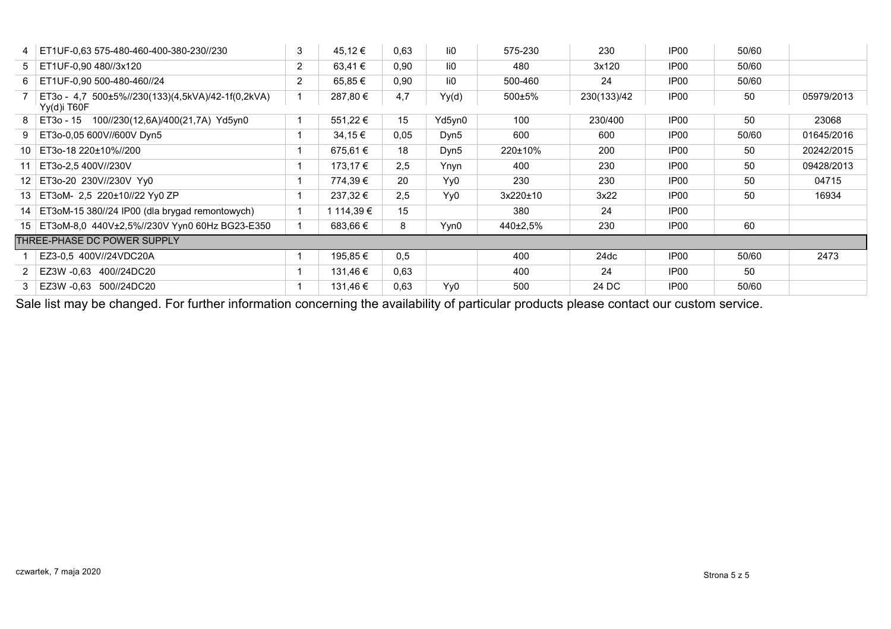| | | | | | | | | | | |
|---|---|---|---|---|---|---|---|---|---|---|
| 4 | ET1UF-0,63 575-480-460-400-380-230//230 | 3 | 45,12 € | 0,63 | Ii0 | 575-230 | 230 | IP00 | 50/60 | |
| 5 | ET1UF-0,90 480//3x120 | 2 | 63,41 € | 0,90 | Ii0 | 480 | 3x120 | IP00 | 50/60 | |
| 6 | ET1UF-0,90 500-480-460//24 | 2 | 65,85 € | 0,90 | Ii0 | 500-460 | 24 | IP00 | 50/60 | |
| 7 | ET3o - 4,7 500±5%//230(133)(4,5kVA)/42-1f(0,2kVA) Yy(d)i T60F | 1 | 287,80 € | 4,7 | Yy(d) | 500±5% | 230(133)/42 | IP00 | 50 | 05979/2013 |
| 8 | ET3o - 15 100//230(12,6A)/400(21,7A) Yd5yn0 | 1 | 551,22 € | 15 | Yd5yn0 | 100 | 230/400 | IP00 | 50 | 23068 |
| 9 | ET3o-0,05 600V//600V Dyn5 | 1 | 34,15 € | 0,05 | Dyn5 | 600 | 600 | IP00 | 50/60 | 01645/2016 |
| 10 | ET3o-18 220±10%//200 | 1 | 675,61 € | 18 | Dyn5 | 220±10% | 200 | IP00 | 50 | 20242/2015 |
| 11 | ET3o-2,5 400V//230V | 1 | 173,17 € | 2,5 | Ynyn | 400 | 230 | IP00 | 50 | 09428/2013 |
| 12 | ET3o-20 230V//230V Yy0 | 1 | 774,39 € | 20 | Yy0 | 230 | 230 | IP00 | 50 | 04715 |
| 13 | ET3oM- 2,5 220±10//22 Yy0 ZP | 1 | 237,32 € | 2,5 | Yy0 | 3x220±10 | 3x22 | IP00 | 50 | 16934 |
| 14 | ET3oM-15 380//24 IP00 (dla brygad remontowych) | 1 | 1 114,39 € | 15 | | 380 | 24 | IP00 | | |
| 15 | ET3oM-8,0 440V±2,5%//230V Yyn0 60Hz BG23-E350 | 1 | 683,66 € | 8 | Yyn0 | 440±2,5% | 230 | IP00 | 60 | |
| THREE-PHASE DC POWER SUPPLY | | | | | | | | | | |
| 1 | EZ3-0,5 400V//24VDC20A | 1 | 195,85 € | 0,5 | | 400 | 24dc | IP00 | 50/60 | 2473 |
| 2 | EZ3W -0,63 400//24DC20 | 1 | 131,46 € | 0,63 | | 400 | 24 | IP00 | 50 | |
| 3 | EZ3W -0,63 500//24DC20 | 1 | 131,46 € | 0,63 | Yy0 | 500 | 24 DC | IP00 | 50/60 | |

Sale list may be changed. For further information concerning the availability of particular products please contact our custom service.

czwartek, 7 maja 2020